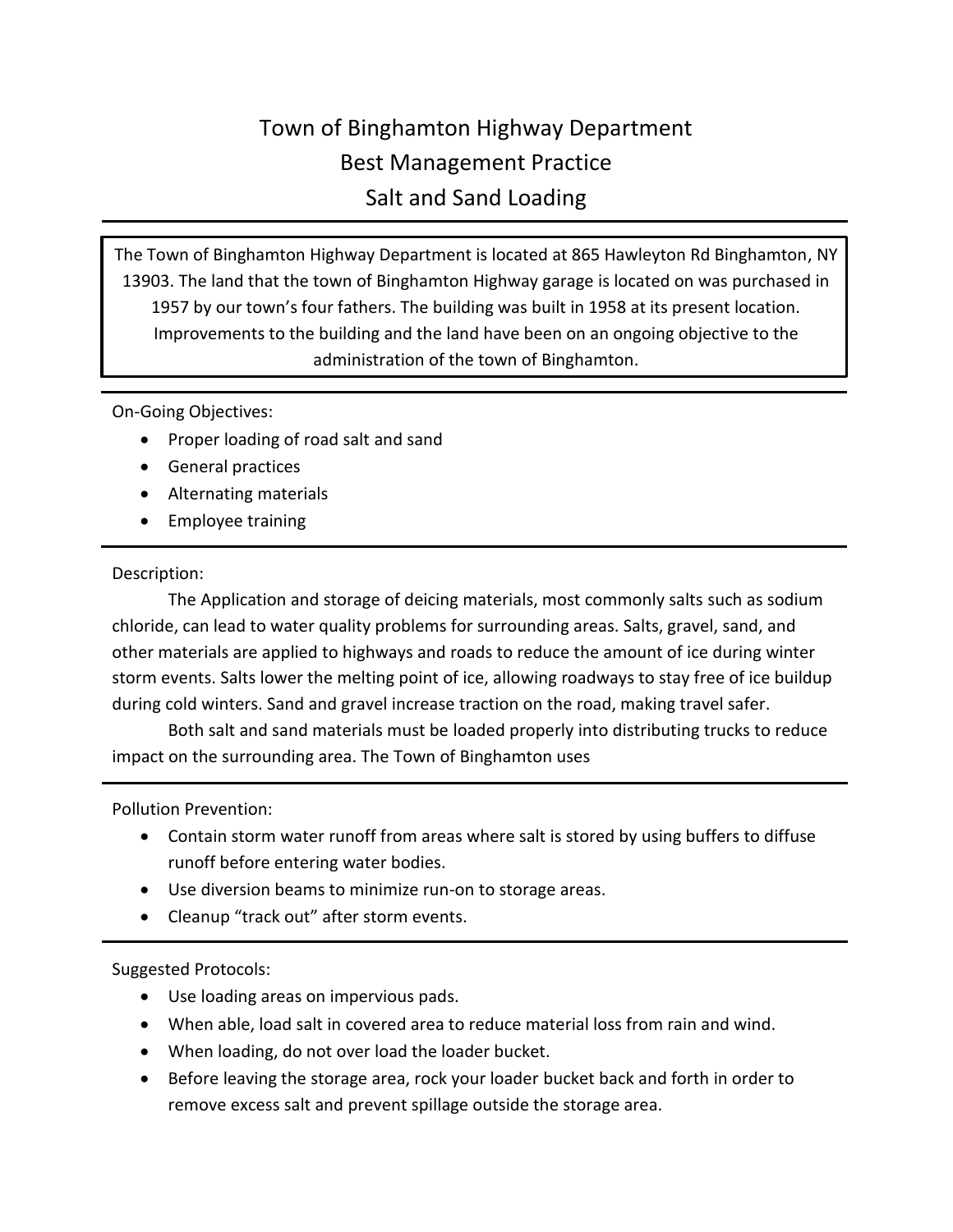# Town of Binghamton Highway Department
# Best Management Practice
# Salt and Sand Loading

The Town of Binghamton Highway Department is located at 865 Hawleyton Rd Binghamton, NY 13903. The land that the town of Binghamton Highway garage is located on was purchased in 1957 by our town's four fathers. The building was built in 1958 at its present location. Improvements to the building and the land have been on an ongoing objective to the administration of the town of Binghamton.

On-Going Objectives:

- Proper loading of road salt and sand
- General practices
- Alternating materials
- Employee training

Description:

The Application and storage of deicing materials, most commonly salts such as sodium chloride, can lead to water quality problems for surrounding areas. Salts, gravel, sand, and other materials are applied to highways and roads to reduce the amount of ice during winter storm events. Salts lower the melting point of ice, allowing roadways to stay free of ice buildup during cold winters. Sand and gravel increase traction on the road, making travel safer.

Both salt and sand materials must be loaded properly into distributing trucks to reduce impact on the surrounding area. The Town of Binghamton uses

Pollution Prevention:

- Contain storm water runoff from areas where salt is stored by using buffers to diffuse runoff before entering water bodies.
- Use diversion beams to minimize run-on to storage areas.
- Cleanup "track out" after storm events.

Suggested Protocols:

- Use loading areas on impervious pads.
- When able, load salt in covered area to reduce material loss from rain and wind.
- When loading, do not over load the loader bucket.
- Before leaving the storage area, rock your loader bucket back and forth in order to remove excess salt and prevent spillage outside the storage area.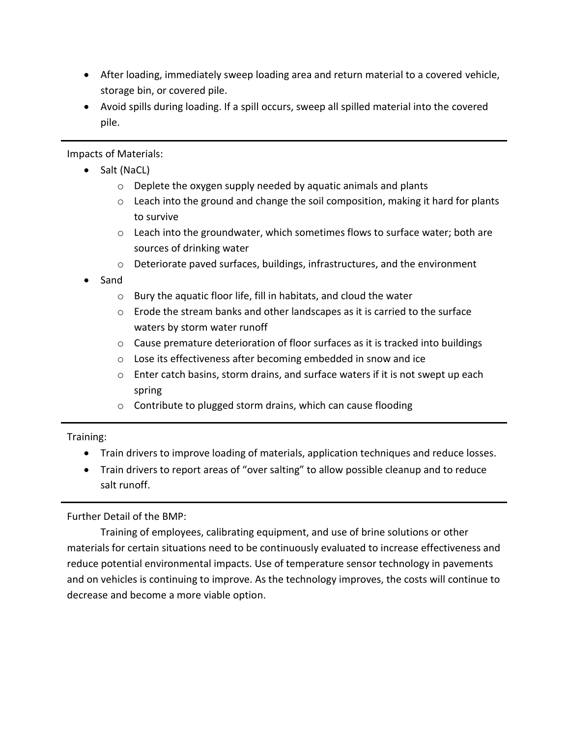- After loading, immediately sweep loading area and return material to a covered vehicle, storage bin, or covered pile.
- Avoid spills during loading. If a spill occurs, sweep all spilled material into the covered pile.

---

Impacts of Materials:

- Salt (NaCL)
  - Deplete the oxygen supply needed by aquatic animals and plants
  - Leach into the ground and change the soil composition, making it hard for plants to survive
  - Leach into the groundwater, which sometimes flows to surface water; both are sources of drinking water
  - Deteriorate paved surfaces, buildings, infrastructures, and the environment
- Sand
  - Bury the aquatic floor life, fill in habitats, and cloud the water
  - Erode the stream banks and other landscapes as it is carried to the surface waters by storm water runoff
  - Cause premature deterioration of floor surfaces as it is tracked into buildings
  - Lose its effectiveness after becoming embedded in snow and ice
  - Enter catch basins, storm drains, and surface waters if it is not swept up each spring
  - Contribute to plugged storm drains, which can cause flooding

---

Training:

- Train drivers to improve loading of materials, application techniques and reduce losses.
- Train drivers to report areas of "over salting" to allow possible cleanup and to reduce salt runoff.

---

Further Detail of the BMP:

Training of employees, calibrating equipment, and use of brine solutions or other materials for certain situations need to be continuously evaluated to increase effectiveness and reduce potential environmental impacts. Use of temperature sensor technology in pavements and on vehicles is continuing to improve. As the technology improves, the costs will continue to decrease and become a more viable option.